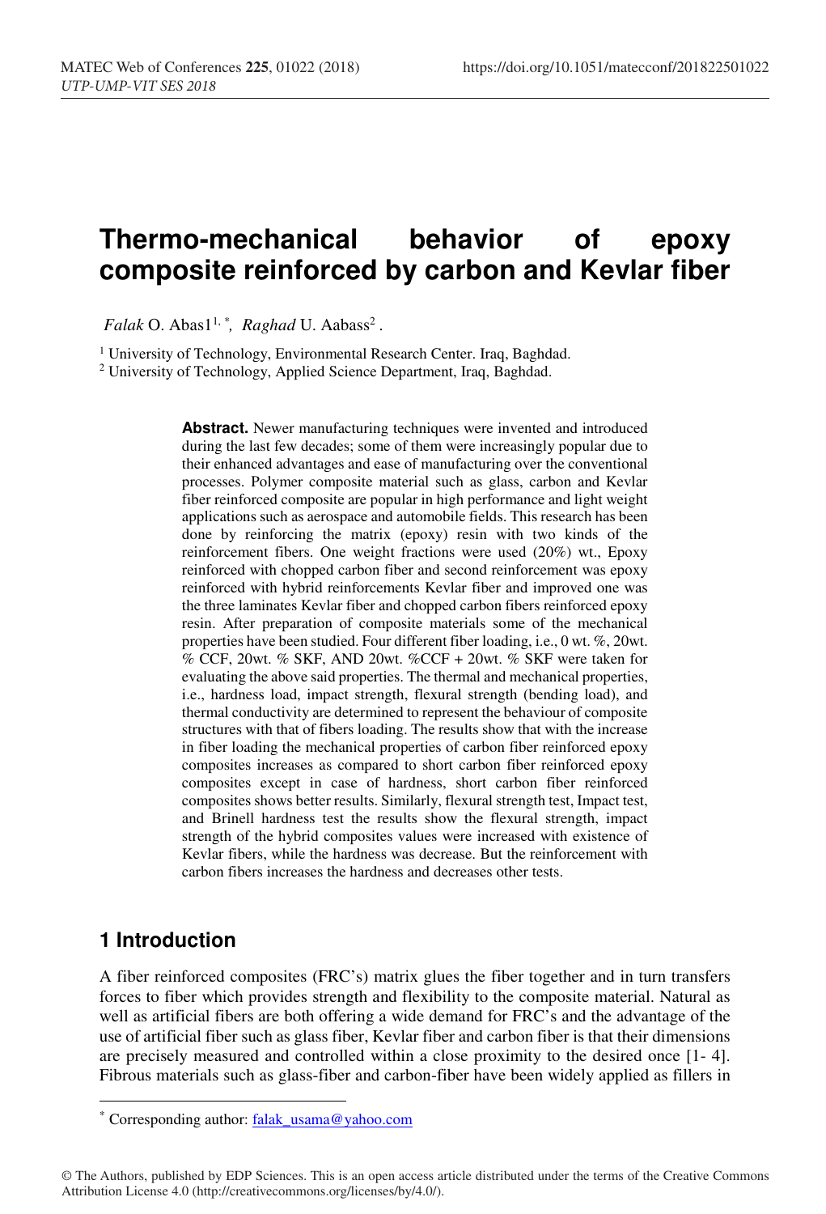# Thermo-mechanical behavior of epoxy composite reinforced by carbon and Kevlar fiber

*Falak* O. Abas1[1, *], *Raghad* U. Aabass[2] .

[1] University of Technology, Environmental Research Center. Iraq, Baghdad.

[2] University of Technology, Applied Science Department, Iraq, Baghdad.

**Abstract.** Newer manufacturing techniques were invented and introduced during the last few decades; some of them were increasingly popular due to their enhanced advantages and ease of manufacturing over the conventional processes. Polymer composite material such as glass, carbon and Kevlar fiber reinforced composite are popular in high performance and light weight applications such as aerospace and automobile fields. This research has been done by reinforcing the matrix (epoxy) resin with two kinds of the reinforcement fibers. One weight fractions were used (20%) wt., Epoxy reinforced with chopped carbon fiber and second reinforcement was epoxy reinforced with hybrid reinforcements Kevlar fiber and improved one was the three laminates Kevlar fiber and chopped carbon fibers reinforced epoxy resin. After preparation of composite materials some of the mechanical properties have been studied. Four different fiber loading, i.e., 0 wt. %, 20wt. % CCF, 20wt. % SKF, AND 20wt. %CCF + 20wt. % SKF were taken for evaluating the above said properties. The thermal and mechanical properties, i.e., hardness load, impact strength, flexural strength (bending load), and thermal conductivity are determined to represent the behaviour of composite structures with that of fibers loading. The results show that with the increase in fiber loading the mechanical properties of carbon fiber reinforced epoxy composites increases as compared to short carbon fiber reinforced epoxy composites except in case of hardness, short carbon fiber reinforced composites shows better results. Similarly, flexural strength test, Impact test, and Brinell hardness test the results show the flexural strength, impact strength of the hybrid composites values were increased with existence of Kevlar fibers, while the hardness was decrease. But the reinforcement with carbon fibers increases the hardness and decreases other tests.

## 1 Introduction

A fiber reinforced composites (FRC's) matrix glues the fiber together and in turn transfers forces to fiber which provides strength and flexibility to the composite material. Natural as well as artificial fibers are both offering a wide demand for FRC's and the advantage of the use of artificial fiber such as glass fiber, Kevlar fiber and carbon fiber is that their dimensions are precisely measured and controlled within a close proximity to the desired once [1- 4]. Fibrous materials such as glass-fiber and carbon-fiber have been widely applied as fillers in

[*] Corresponding author: falak_usama@yahoo.com

© The Authors, published by EDP Sciences. This is an open access article distributed under the terms of the Creative Commons Attribution License 4.0 (http://creativecommons.org/licenses/by/4.0/).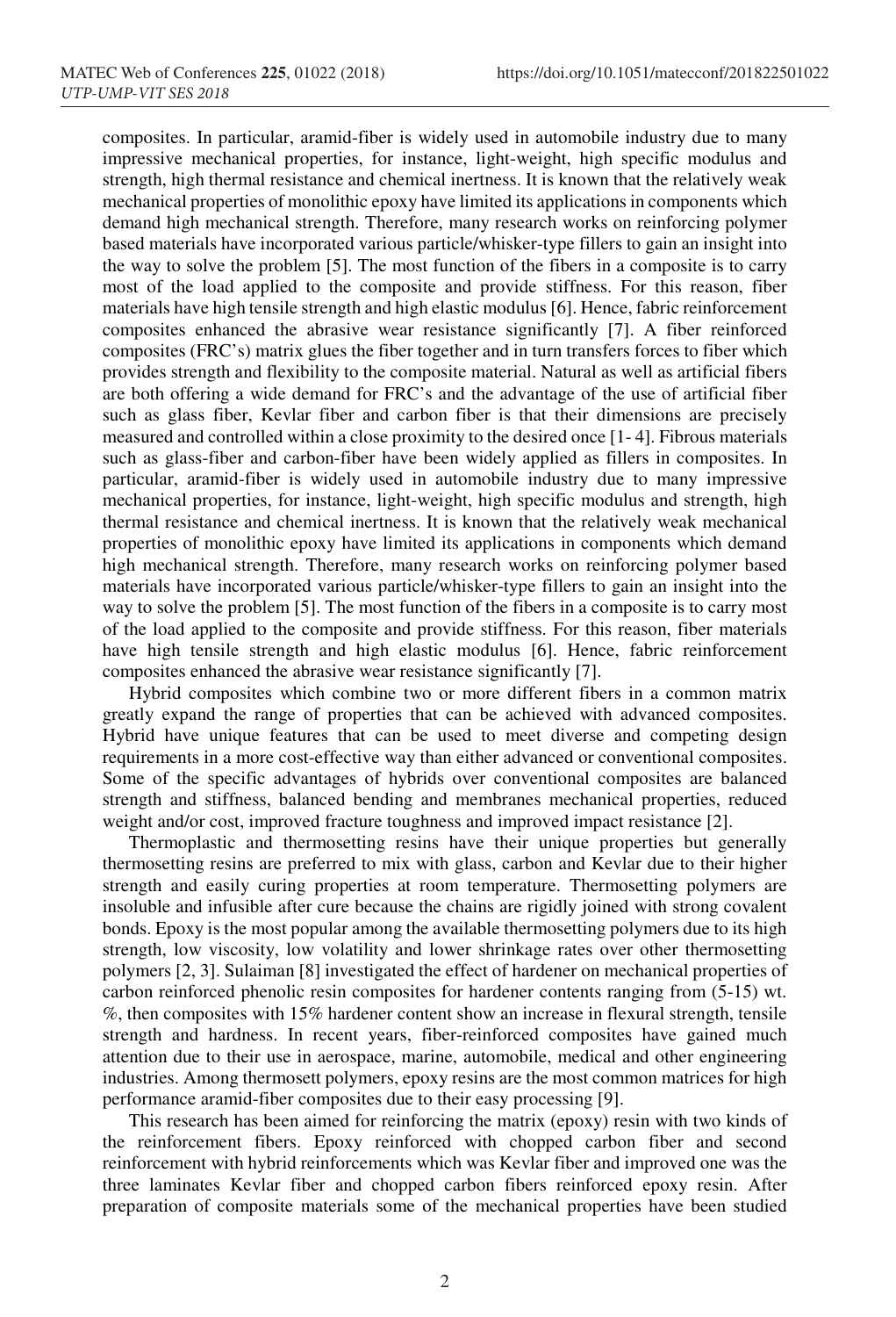composites. In particular, aramid-fiber is widely used in automobile industry due to many impressive mechanical properties, for instance, light-weight, high specific modulus and strength, high thermal resistance and chemical inertness. It is known that the relatively weak mechanical properties of monolithic epoxy have limited its applications in components which demand high mechanical strength. Therefore, many research works on reinforcing polymer based materials have incorporated various particle/whisker-type fillers to gain an insight into the way to solve the problem [5]. The most function of the fibers in a composite is to carry most of the load applied to the composite and provide stiffness. For this reason, fiber materials have high tensile strength and high elastic modulus [6]. Hence, fabric reinforcement composites enhanced the abrasive wear resistance significantly [7]. A fiber reinforced composites (FRC's) matrix glues the fiber together and in turn transfers forces to fiber which provides strength and flexibility to the composite material. Natural as well as artificial fibers are both offering a wide demand for FRC's and the advantage of the use of artificial fiber such as glass fiber, Kevlar fiber and carbon fiber is that their dimensions are precisely measured and controlled within a close proximity to the desired once [1- 4]. Fibrous materials such as glass-fiber and carbon-fiber have been widely applied as fillers in composites. In particular, aramid-fiber is widely used in automobile industry due to many impressive mechanical properties, for instance, light-weight, high specific modulus and strength, high thermal resistance and chemical inertness. It is known that the relatively weak mechanical properties of monolithic epoxy have limited its applications in components which demand high mechanical strength. Therefore, many research works on reinforcing polymer based materials have incorporated various particle/whisker-type fillers to gain an insight into the way to solve the problem [5]. The most function of the fibers in a composite is to carry most of the load applied to the composite and provide stiffness. For this reason, fiber materials have high tensile strength and high elastic modulus [6]. Hence, fabric reinforcement composites enhanced the abrasive wear resistance significantly [7].

Hybrid composites which combine two or more different fibers in a common matrix greatly expand the range of properties that can be achieved with advanced composites. Hybrid have unique features that can be used to meet diverse and competing design requirements in a more cost-effective way than either advanced or conventional composites. Some of the specific advantages of hybrids over conventional composites are balanced strength and stiffness, balanced bending and membranes mechanical properties, reduced weight and/or cost, improved fracture toughness and improved impact resistance [2].

Thermoplastic and thermosetting resins have their unique properties but generally thermosetting resins are preferred to mix with glass, carbon and Kevlar due to their higher strength and easily curing properties at room temperature. Thermosetting polymers are insoluble and infusible after cure because the chains are rigidly joined with strong covalent bonds. Epoxy is the most popular among the available thermosetting polymers due to its high strength, low viscosity, low volatility and lower shrinkage rates over other thermosetting polymers [2, 3]. Sulaiman [8] investigated the effect of hardener on mechanical properties of carbon reinforced phenolic resin composites for hardener contents ranging from (5-15) wt. %, then composites with 15% hardener content show an increase in flexural strength, tensile strength and hardness. In recent years, fiber-reinforced composites have gained much attention due to their use in aerospace, marine, automobile, medical and other engineering industries. Among thermosett polymers, epoxy resins are the most common matrices for high performance aramid-fiber composites due to their easy processing [9].

This research has been aimed for reinforcing the matrix (epoxy) resin with two kinds of the reinforcement fibers. Epoxy reinforced with chopped carbon fiber and second reinforcement with hybrid reinforcements which was Kevlar fiber and improved one was the three laminates Kevlar fiber and chopped carbon fibers reinforced epoxy resin. After preparation of composite materials some of the mechanical properties have been studied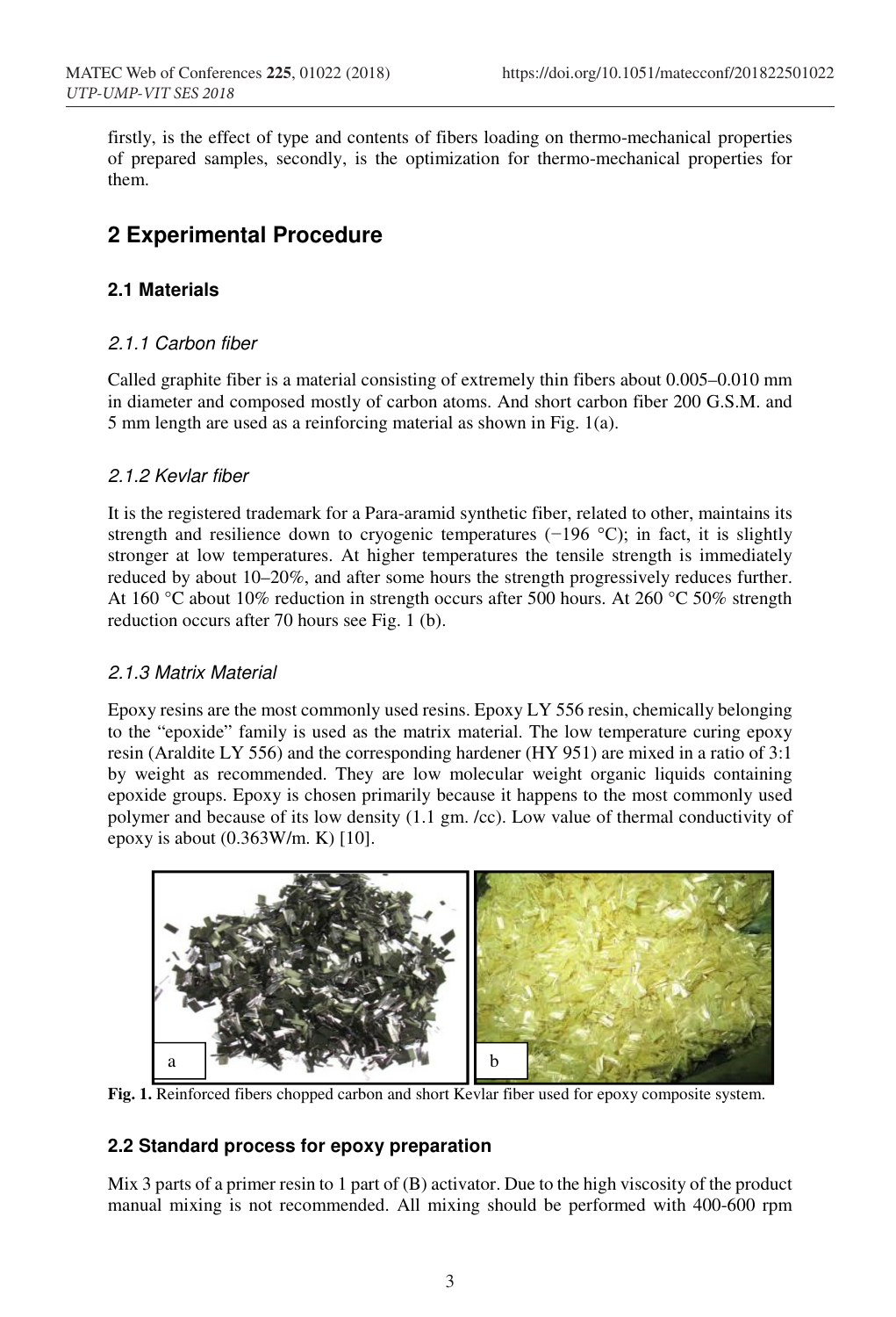firstly, is the effect of type and contents of fibers loading on thermo-mechanical properties of prepared samples, secondly, is the optimization for thermo-mechanical properties for them.

## 2 Experimental Procedure

### 2.1 Materials

#### *2.1.1 Carbon fiber*

Called graphite fiber is a material consisting of extremely thin fibers about 0.005–0.010 mm in diameter and composed mostly of carbon atoms. And short carbon fiber 200 G.S.M. and 5 mm length are used as a reinforcing material as shown in Fig. 1(a).

#### *2.1.2 Kevlar fiber*

It is the registered trademark for a Para-aramid synthetic fiber, related to other, maintains its strength and resilience down to cryogenic temperatures (−196 °C); in fact, it is slightly stronger at low temperatures. At higher temperatures the tensile strength is immediately reduced by about 10–20%, and after some hours the strength progressively reduces further. At 160 °C about 10% reduction in strength occurs after 500 hours. At 260 °C 50% strength reduction occurs after 70 hours see Fig. 1 (b).

#### *2.1.3 Matrix Material*

Epoxy resins are the most commonly used resins. Epoxy LY 556 resin, chemically belonging to the "epoxide" family is used as the matrix material. The low temperature curing epoxy resin (Araldite LY 556) and the corresponding hardener (HY 951) are mixed in a ratio of 3:1 by weight as recommended. They are low molecular weight organic liquids containing epoxide groups. Epoxy is chosen primarily because it happens to the most commonly used polymer and because of its low density (1.1 gm. /cc). Low value of thermal conductivity of epoxy is about (0.363W/m. K) [10].

**Fig. 1.** Reinforced fibers chopped carbon and short Kevlar fiber used for epoxy composite system.

### 2.2 Standard process for epoxy preparation

Mix 3 parts of a primer resin to 1 part of (B) activator. Due to the high viscosity of the product manual mixing is not recommended. All mixing should be performed with 400-600 rpm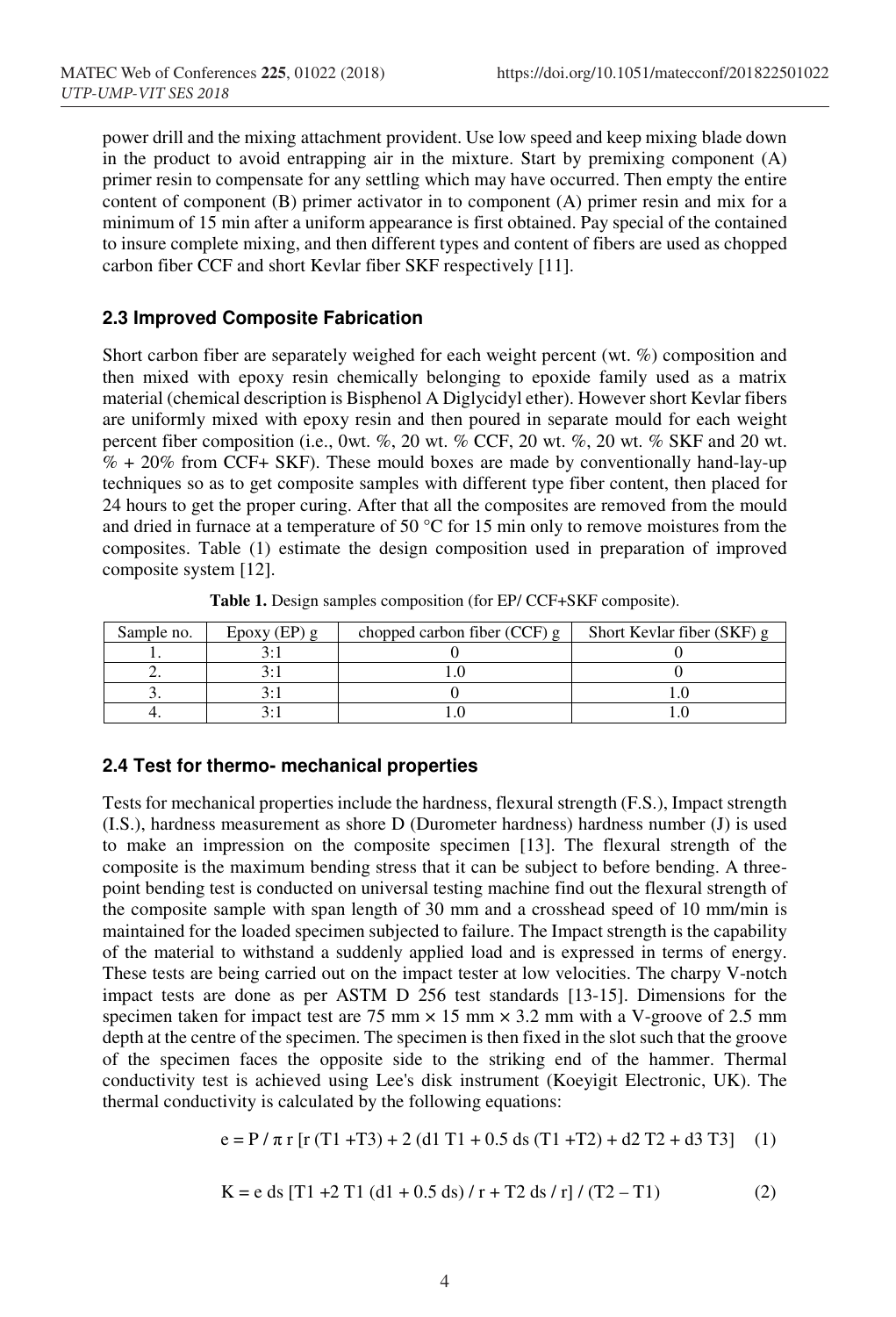power drill and the mixing attachment provident. Use low speed and keep mixing blade down in the product to avoid entrapping air in the mixture. Start by premixing component (A) primer resin to compensate for any settling which may have occurred. Then empty the entire content of component (B) primer activator in to component (A) primer resin and mix for a minimum of 15 min after a uniform appearance is first obtained. Pay special of the contained to insure complete mixing, and then different types and content of fibers are used as chopped carbon fiber CCF and short Kevlar fiber SKF respectively [11].

### 2.3 Improved Composite Fabrication

Short carbon fiber are separately weighed for each weight percent (wt. %) composition and then mixed with epoxy resin chemically belonging to epoxide family used as a matrix material (chemical description is Bisphenol A Diglycidyl ether). However short Kevlar fibers are uniformly mixed with epoxy resin and then poured in separate mould for each weight percent fiber composition (i.e., 0wt. %, 20 wt. % CCF, 20 wt. %, 20 wt. % SKF and 20 wt. % + 20% from CCF+ SKF). These mould boxes are made by conventionally hand-lay-up techniques so as to get composite samples with different type fiber content, then placed for 24 hours to get the proper curing. After that all the composites are removed from the mould and dried in furnace at a temperature of 50 °C for 15 min only to remove moistures from the composites. Table (1) estimate the design composition used in preparation of improved composite system [12].

**Table 1.** Design samples composition (for EP/ CCF+SKF composite).

| Sample no. | Epoxy (EP) g | chopped carbon fiber (CCF) g | Short Kevlar fiber (SKF) g |
|---|---|---|---|
| 1. | 3:1 | 0 | 0 |
| 2. | 3:1 | 1.0 | 0 |
| 3. | 3:1 | 0 | 1.0 |
| 4. | 3:1 | 1.0 | 1.0 |

### 2.4 Test for thermo- mechanical properties

Tests for mechanical properties include the hardness, flexural strength (F.S.), Impact strength (I.S.), hardness measurement as shore D (Durometer hardness) hardness number (J) is used to make an impression on the composite specimen [13]. The flexural strength of the composite is the maximum bending stress that it can be subject to before bending. A three-point bending test is conducted on universal testing machine find out the flexural strength of the composite sample with span length of 30 mm and a crosshead speed of 10 mm/min is maintained for the loaded specimen subjected to failure. The Impact strength is the capability of the material to withstand a suddenly applied load and is expressed in terms of energy. These tests are being carried out on the impact tester at low velocities. The charpy V-notch impact tests are done as per ASTM D 256 test standards [13-15]. Dimensions for the specimen taken for impact test are 75 mm × 15 mm × 3.2 mm with a V-groove of 2.5 mm depth at the centre of the specimen. The specimen is then fixed in the slot such that the groove of the specimen faces the opposite side to the striking end of the hammer. Thermal conductivity test is achieved using Lee's disk instrument (Koeyigit Electronic, UK). The thermal conductivity is calculated by the following equations:

$$e = P / \pi r \, [r\,(T1 + T3) + 2\,(d1\,T1 + 0.5\,ds\,(T1 + T2) + d2\,T2 + d3\,T3] \quad (1)$$

$$K = e\,ds\,[T1 + 2\,T1\,(d1 + 0.5\,ds) / r + T2\,ds / r] / (T2 - T1) \quad (2)$$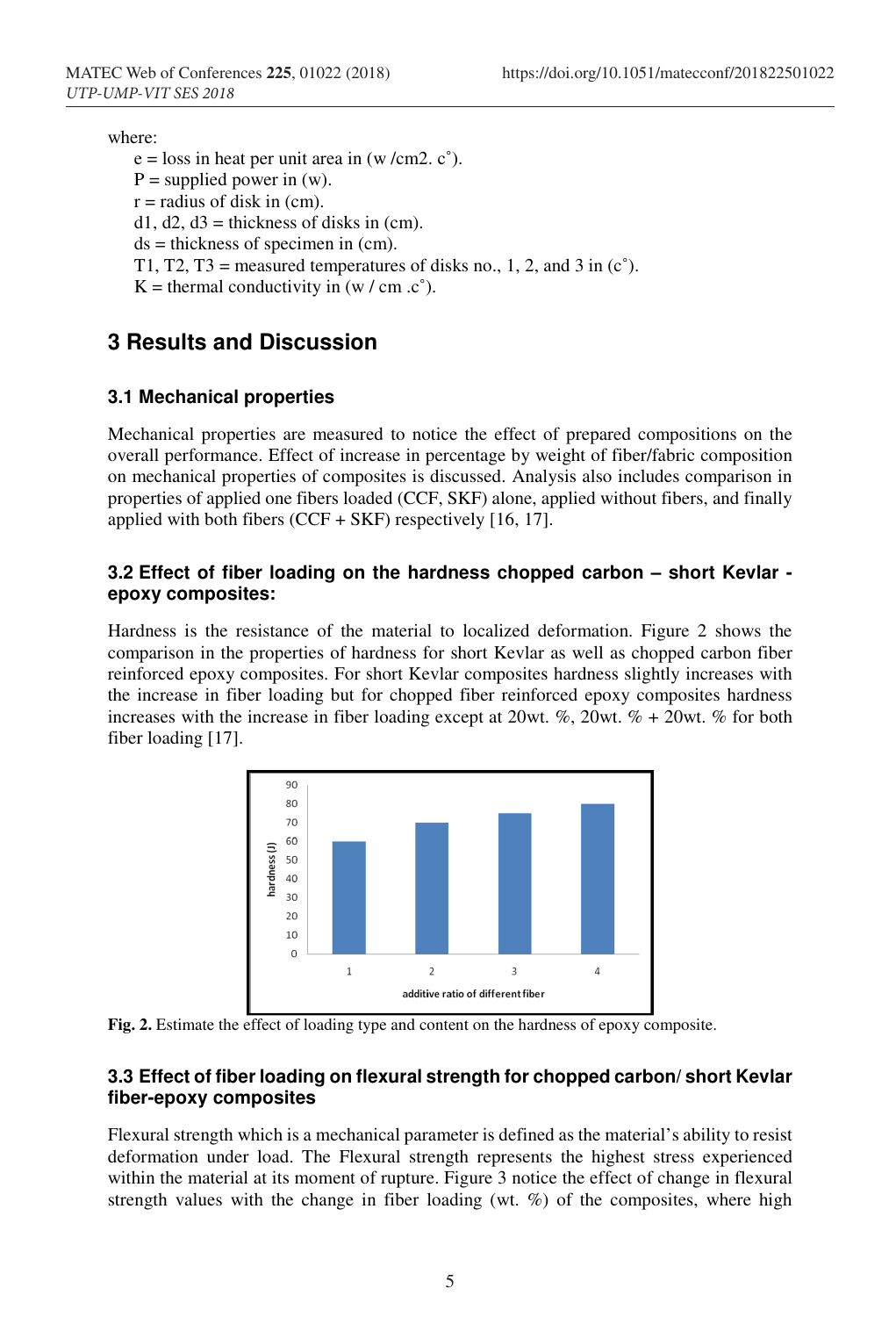where:

e = loss in heat per unit area in (w /cm2. c˚).

P = supplied power in (w).

r = radius of disk in (cm).

d1, d2, d3 = thickness of disks in (cm).

ds = thickness of specimen in (cm).

T1, T2, T3 = measured temperatures of disks no., 1, 2, and 3 in (c˚).

K = thermal conductivity in (w / cm .c˚).

# 3 Results and Discussion

## 3.1 Mechanical properties

Mechanical properties are measured to notice the effect of prepared compositions on the overall performance. Effect of increase in percentage by weight of fiber/fabric composition on mechanical properties of composites is discussed. Analysis also includes comparison in properties of applied one fibers loaded (CCF, SKF) alone, applied without fibers, and finally applied with both fibers (CCF + SKF) respectively [16, 17].

## 3.2 Effect of fiber loading on the hardness chopped carbon – short Kevlar - epoxy composites:

Hardness is the resistance of the material to localized deformation. Figure 2 shows the comparison in the properties of hardness for short Kevlar as well as chopped carbon fiber reinforced epoxy composites. For short Kevlar composites hardness slightly increases with the increase in fiber loading but for chopped fiber reinforced epoxy composites hardness increases with the increase in fiber loading except at 20wt. %, 20wt. % + 20wt. % for both fiber loading [17].

**Fig. 2.** Estimate the effect of loading type and content on the hardness of epoxy composite.

## 3.3 Effect of fiber loading on flexural strength for chopped carbon/ short Kevlar fiber-epoxy composites

Flexural strength which is a mechanical parameter is defined as the material's ability to resist deformation under load. The Flexural strength represents the highest stress experienced within the material at its moment of rupture. Figure 3 notice the effect of change in flexural strength values with the change in fiber loading (wt. %) of the composites, where high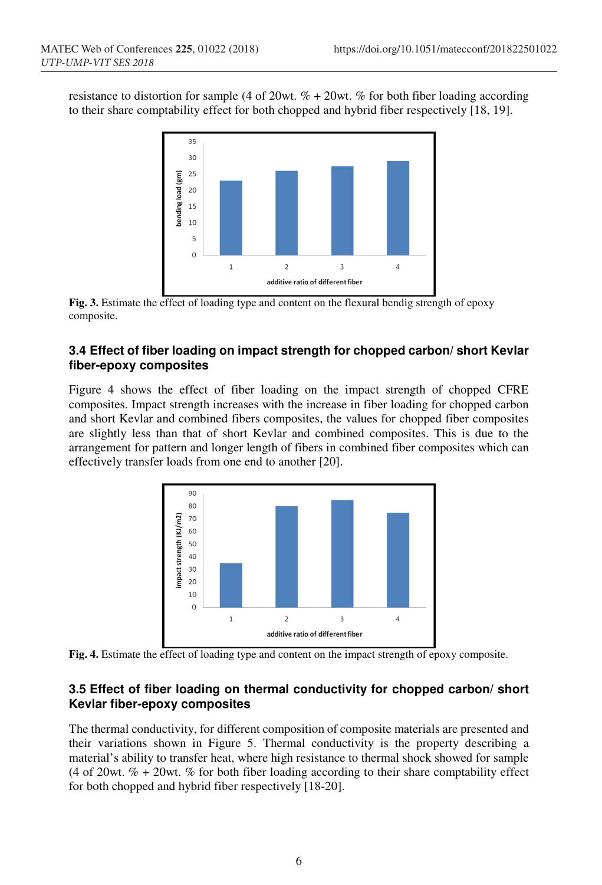resistance to distortion for sample (4 of 20wt. % + 20wt. % for both fiber loading according to their share comptability effect for both chopped and hybrid fiber respectively [18, 19].

**Fig. 3.** Estimate the effect of loading type and content on the flexural bendig strength of epoxy composite.

### 3.4 Effect of fiber loading on impact strength for chopped carbon/ short Kevlar fiber-epoxy composites

Figure 4 shows the effect of fiber loading on the impact strength of chopped CFRE composites. Impact strength increases with the increase in fiber loading for chopped carbon and short Kevlar and combined fibers composites, the values for chopped fiber composites are slightly less than that of short Kevlar and combined composites. This is due to the arrangement for pattern and longer length of fibers in combined fiber composites which can effectively transfer loads from one end to another [20].

**Fig. 4.** Estimate the effect of loading type and content on the impact strength of epoxy composite.

### 3.5 Effect of fiber loading on thermal conductivity for chopped carbon/ short Kevlar fiber-epoxy composites

The thermal conductivity, for different composition of composite materials are presented and their variations shown in Figure 5. Thermal conductivity is the property describing a material's ability to transfer heat, where high resistance to thermal shock showed for sample (4 of 20wt. % + 20wt. % for both fiber loading according to their share comptability effect for both chopped and hybrid fiber respectively [18-20].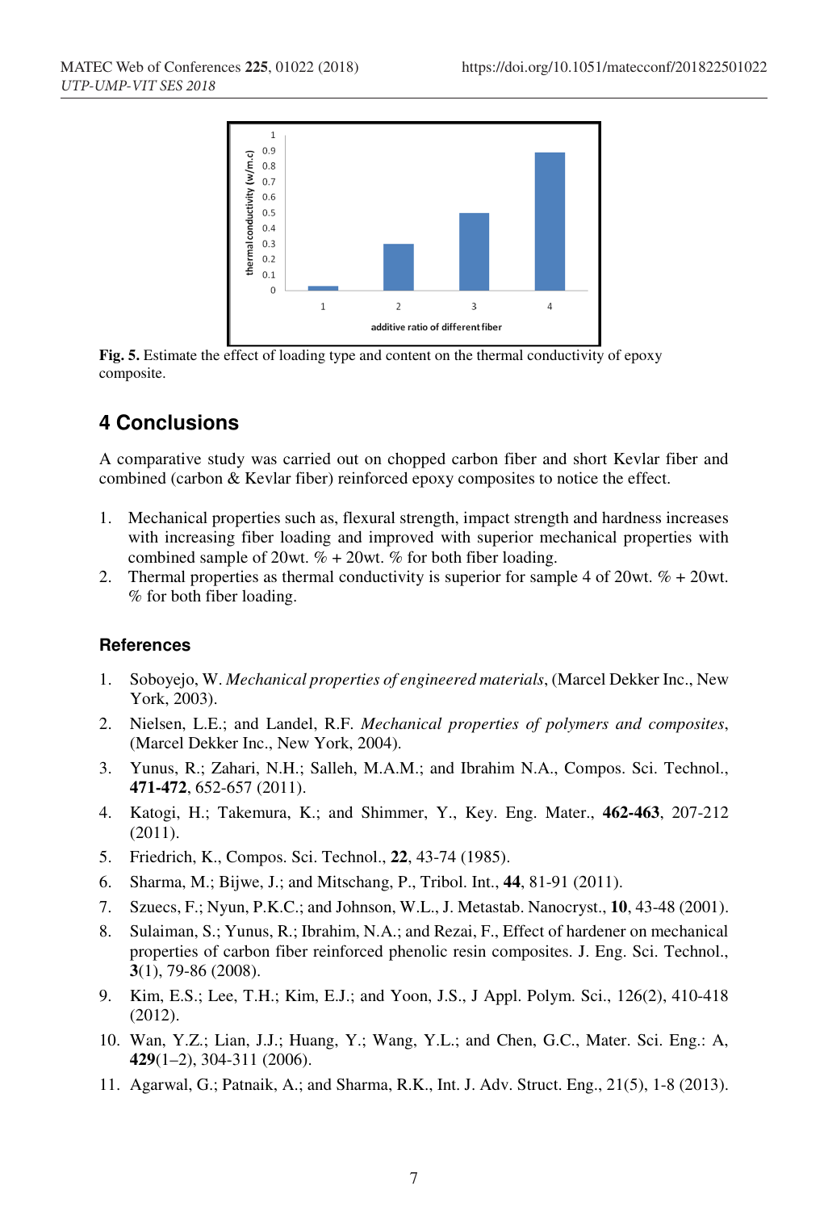**Fig. 5.** Estimate the effect of loading type and content on the thermal conductivity of epoxy composite.

## 4 Conclusions

A comparative study was carried out on chopped carbon fiber and short Kevlar fiber and combined (carbon & Kevlar fiber) reinforced epoxy composites to notice the effect.

1. Mechanical properties such as, flexural strength, impact strength and hardness increases with increasing fiber loading and improved with superior mechanical properties with combined sample of 20wt. % + 20wt. % for both fiber loading.
2. Thermal properties as thermal conductivity is superior for sample 4 of 20wt. % + 20wt. % for both fiber loading.

### References

1. Soboyejo, W. *Mechanical properties of engineered materials*, (Marcel Dekker Inc., New York, 2003).
2. Nielsen, L.E.; and Landel, R.F. *Mechanical properties of polymers and composites*, (Marcel Dekker Inc., New York, 2004).
3. Yunus, R.; Zahari, N.H.; Salleh, M.A.M.; and Ibrahim N.A., Compos. Sci. Technol., **471-472**, 652-657 (2011).
4. Katogi, H.; Takemura, K.; and Shimmer, Y., Key. Eng. Mater., **462-463**, 207-212 (2011).
5. Friedrich, K., Compos. Sci. Technol., **22**, 43-74 (1985).
6. Sharma, M.; Bijwe, J.; and Mitschang, P., Tribol. Int., **44**, 81-91 (2011).
7. Szuecs, F.; Nyun, P.K.C.; and Johnson, W.L., J. Metastab. Nanocryst., **10**, 43-48 (2001).
8. Sulaiman, S.; Yunus, R.; Ibrahim, N.A.; and Rezai, F., Effect of hardener on mechanical properties of carbon fiber reinforced phenolic resin composites. J. Eng. Sci. Technol., **3**(1), 79-86 (2008).
9. Kim, E.S.; Lee, T.H.; Kim, E.J.; and Yoon, J.S., J Appl. Polym. Sci., 126(2), 410-418 (2012).
10. Wan, Y.Z.; Lian, J.J.; Huang, Y.; Wang, Y.L.; and Chen, G.C., Mater. Sci. Eng.: A, **429**(1–2), 304-311 (2006).
11. Agarwal, G.; Patnaik, A.; and Sharma, R.K., Int. J. Adv. Struct. Eng., 21(5), 1-8 (2013).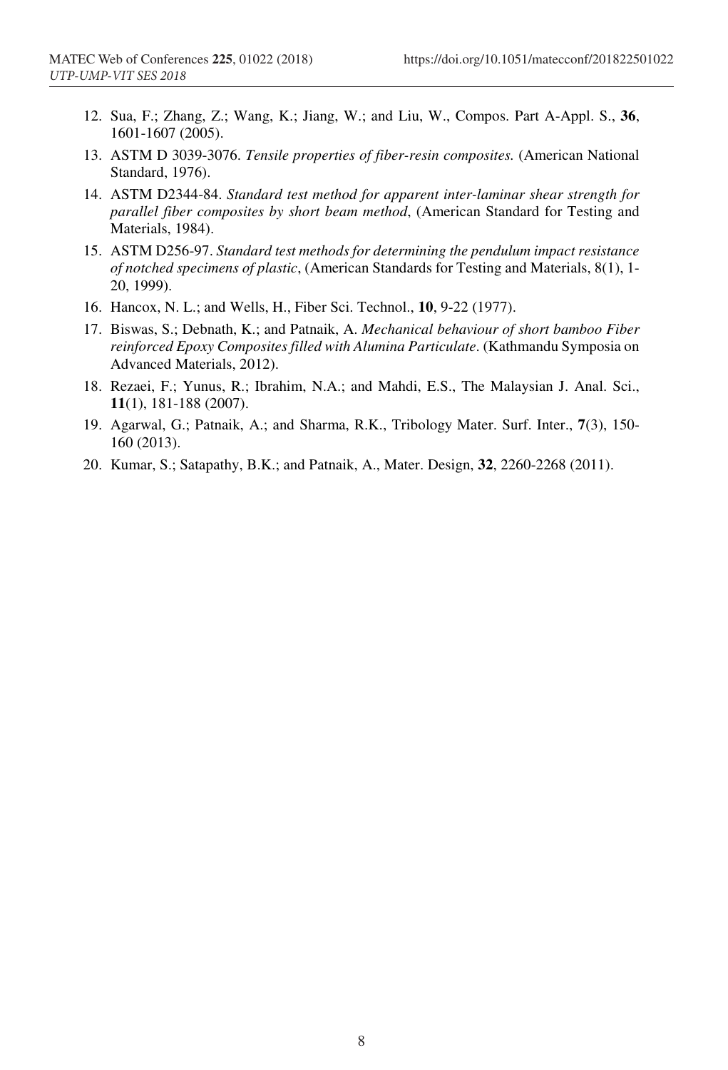12. Sua, F.; Zhang, Z.; Wang, K.; Jiang, W.; and Liu, W., Compos. Part A-Appl. S., **36**, 1601-1607 (2005).
13. ASTM D 3039-3076. *Tensile properties of fiber-resin composites.* (American National Standard, 1976).
14. ASTM D2344-84. *Standard test method for apparent inter-laminar shear strength for parallel fiber composites by short beam method*, (American Standard for Testing and Materials, 1984).
15. ASTM D256-97. *Standard test methods for determining the pendulum impact resistance of notched specimens of plastic*, (American Standards for Testing and Materials, 8(1), 1-20, 1999).
16. Hancox, N. L.; and Wells, H., Fiber Sci. Technol., **10**, 9-22 (1977).
17. Biswas, S.; Debnath, K.; and Patnaik, A. *Mechanical behaviour of short bamboo Fiber reinforced Epoxy Composites filled with Alumina Particulate*. (Kathmandu Symposia on Advanced Materials, 2012).
18. Rezaei, F.; Yunus, R.; Ibrahim, N.A.; and Mahdi, E.S., The Malaysian J. Anal. Sci., **11**(1), 181-188 (2007).
19. Agarwal, G.; Patnaik, A.; and Sharma, R.K., Tribology Mater. Surf. Inter., **7**(3), 150-160 (2013).
20. Kumar, S.; Satapathy, B.K.; and Patnaik, A., Mater. Design, **32**, 2260-2268 (2011).